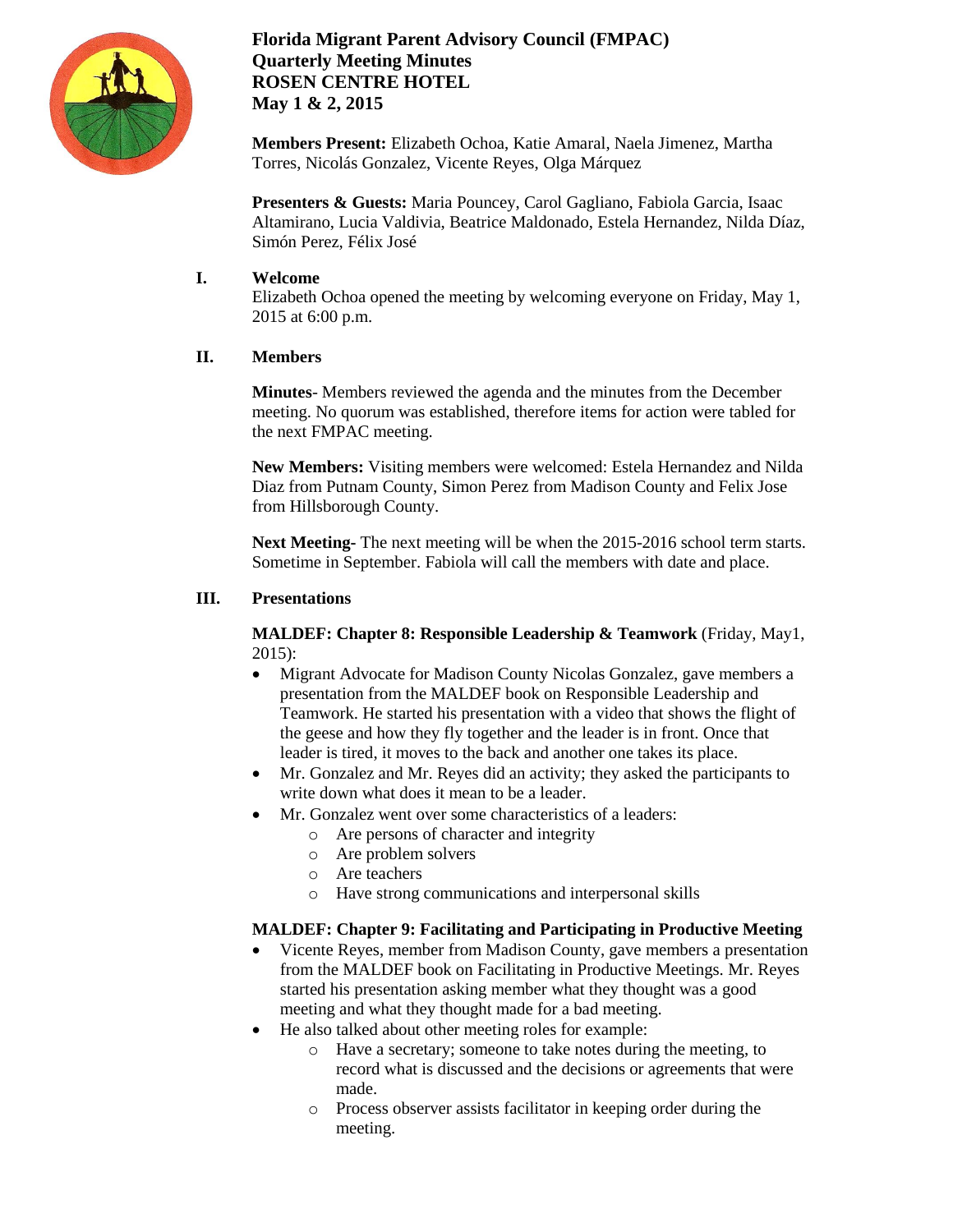**Florida Migrant Parent Advisory Council (FMPAC)**
**Quarterly Meeting Minutes**
**ROSEN CENTRE HOTEL**
**May 1 & 2, 2015**

**Members Present:** Elizabeth Ochoa, Katie Amaral, Naela Jimenez, Martha Torres, Nicolás Gonzalez, Vicente Reyes, Olga Márquez

**Presenters & Guests:** Maria Pouncey, Carol Gagliano, Fabiola Garcia, Isaac Altamirano, Lucia Valdivia, Beatrice Maldonado, Estela Hernandez, Nilda Díaz, Simón Perez, Félix José

## I. Welcome

Elizabeth Ochoa opened the meeting by welcoming everyone on Friday, May 1, 2015 at 6:00 p.m.

## II. Members

**Minutes**- Members reviewed the agenda and the minutes from the December meeting. No quorum was established, therefore items for action were tabled for the next FMPAC meeting.

**New Members:** Visiting members were welcomed: Estela Hernandez and Nilda Diaz from Putnam County, Simon Perez from Madison County and Felix Jose from Hillsborough County.

**Next Meeting**- The next meeting will be when the 2015-2016 school term starts. Sometime in September. Fabiola will call the members with date and place.

## III. Presentations

**MALDEF: Chapter 8: Responsible Leadership & Teamwork** (Friday, May1, 2015):

- Migrant Advocate for Madison County Nicolas Gonzalez, gave members a presentation from the MALDEF book on Responsible Leadership and Teamwork. He started his presentation with a video that shows the flight of the geese and how they fly together and the leader is in front. Once that leader is tired, it moves to the back and another one takes its place.
- Mr. Gonzalez and Mr. Reyes did an activity; they asked the participants to write down what does it mean to be a leader.
- Mr. Gonzalez went over some characteristics of a leaders:
  - Are persons of character and integrity
  - Are problem solvers
  - Are teachers
  - Have strong communications and interpersonal skills

**MALDEF: Chapter 9: Facilitating and Participating in Productive Meeting**

- Vicente Reyes, member from Madison County, gave members a presentation from the MALDEF book on Facilitating in Productive Meetings. Mr. Reyes started his presentation asking member what they thought was a good meeting and what they thought made for a bad meeting.
- He also talked about other meeting roles for example:
  - Have a secretary; someone to take notes during the meeting, to record what is discussed and the decisions or agreements that were made.
  - Process observer assists facilitator in keeping order during the meeting.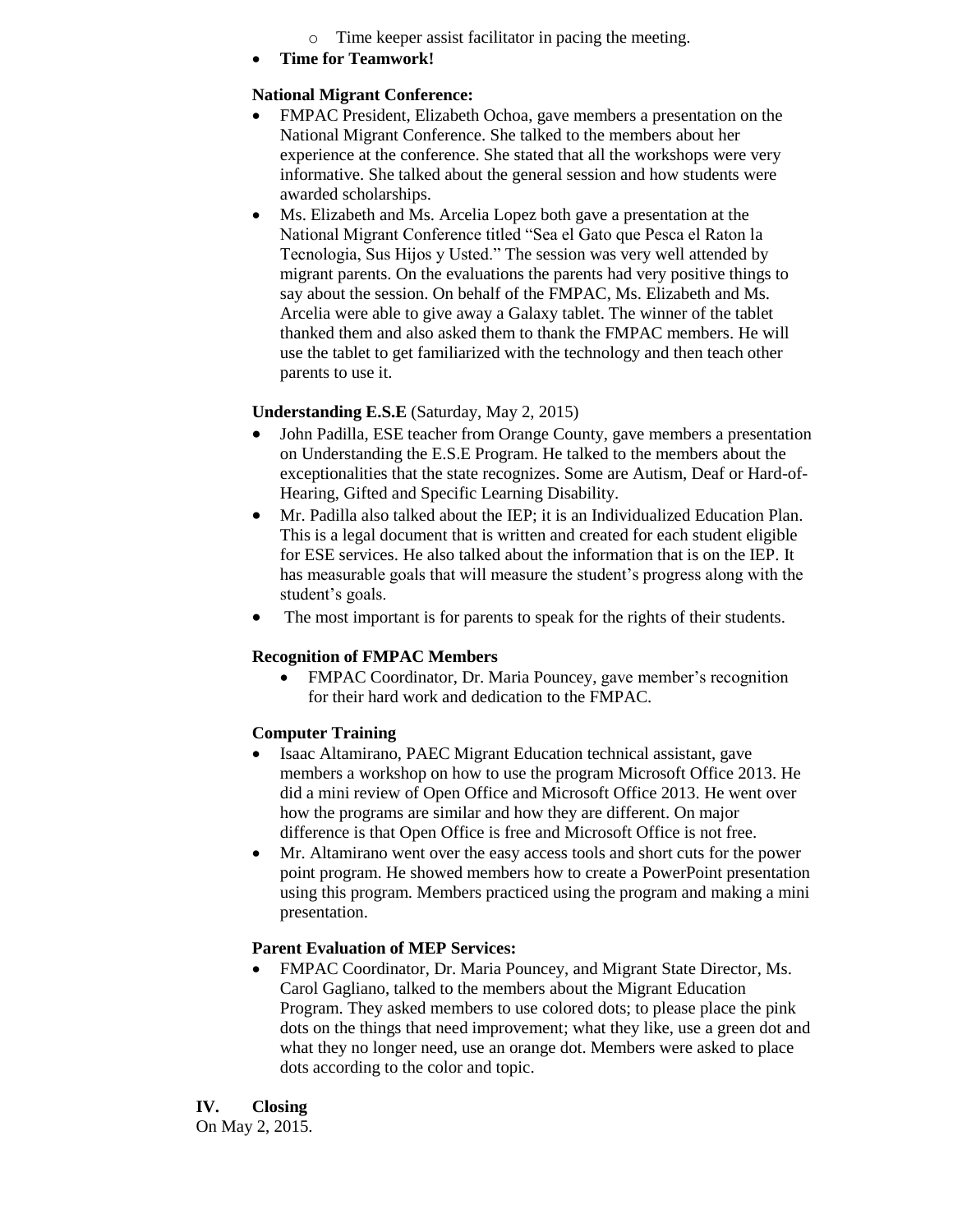- Time keeper assist facilitator in pacing the meeting.
- **Time for Teamwork!**

**National Migrant Conference:**

- FMPAC President, Elizabeth Ochoa, gave members a presentation on the National Migrant Conference. She talked to the members about her experience at the conference. She stated that all the workshops were very informative. She talked about the general session and how students were awarded scholarships.
- Ms. Elizabeth and Ms. Arcelia Lopez both gave a presentation at the National Migrant Conference titled "Sea el Gato que Pesca el Raton la Tecnologia, Sus Hijos y Usted." The session was very well attended by migrant parents. On the evaluations the parents had very positive things to say about the session. On behalf of the FMPAC, Ms. Elizabeth and Ms. Arcelia were able to give away a Galaxy tablet. The winner of the tablet thanked them and also asked them to thank the FMPAC members. He will use the tablet to get familiarized with the technology and then teach other parents to use it.

**Understanding E.S.E** (Saturday, May 2, 2015)

- John Padilla, ESE teacher from Orange County, gave members a presentation on Understanding the E.S.E Program. He talked to the members about the exceptionalities that the state recognizes. Some are Autism, Deaf or Hard-of-Hearing, Gifted and Specific Learning Disability.
- Mr. Padilla also talked about the IEP; it is an Individualized Education Plan. This is a legal document that is written and created for each student eligible for ESE services. He also talked about the information that is on the IEP. It has measurable goals that will measure the student's progress along with the student's goals.
- The most important is for parents to speak for the rights of their students.

**Recognition of FMPAC Members**

- FMPAC Coordinator, Dr. Maria Pouncey, gave member's recognition for their hard work and dedication to the FMPAC.

**Computer Training**

- Isaac Altamirano, PAEC Migrant Education technical assistant, gave members a workshop on how to use the program Microsoft Office 2013. He did a mini review of Open Office and Microsoft Office 2013. He went over how the programs are similar and how they are different. On major difference is that Open Office is free and Microsoft Office is not free.
- Mr. Altamirano went over the easy access tools and short cuts for the power point program. He showed members how to create a PowerPoint presentation using this program. Members practiced using the program and making a mini presentation.

**Parent Evaluation of MEP Services:**

- FMPAC Coordinator, Dr. Maria Pouncey, and Migrant State Director, Ms. Carol Gagliano, talked to the members about the Migrant Education Program. They asked members to use colored dots; to please place the pink dots on the things that need improvement; what they like, use a green dot and what they no longer need, use an orange dot. Members were asked to place dots according to the color and topic.

## IV. Closing

On May 2, 2015.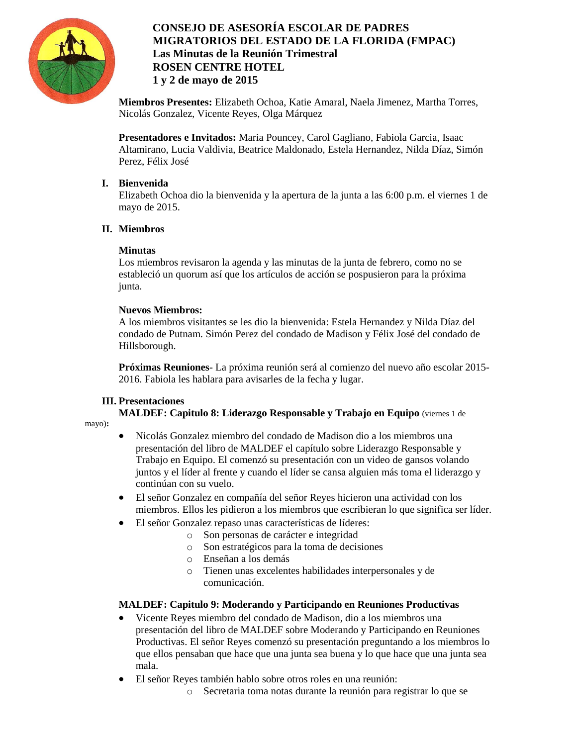**CONSEJO DE ASESORÍA ESCOLAR DE PADRES MIGRATORIOS DEL ESTADO DE LA FLORIDA (FMPAC)**
**Las Minutas de la Reunión Trimestral**
**ROSEN CENTRE HOTEL**
**1 y 2 de mayo de 2015**

**Miembros Presentes:** Elizabeth Ochoa, Katie Amaral, Naela Jimenez, Martha Torres, Nicolás Gonzalez, Vicente Reyes, Olga Márquez

**Presentadores e Invitados:** Maria Pouncey, Carol Gagliano, Fabiola Garcia, Isaac Altamirano, Lucia Valdivia, Beatrice Maldonado, Estela Hernandez, Nilda Díaz, Simón Perez, Félix José

## I. Bienvenida

Elizabeth Ochoa dio la bienvenida y la apertura de la junta a las 6:00 p.m. el viernes 1 de mayo de 2015.

## II. Miembros

**Minutas**

Los miembros revisaron la agenda y las minutas de la junta de febrero, como no se estableció un quorum así que los artículos de acción se pospusieron para la próxima junta.

**Nuevos Miembros:**

A los miembros visitantes se les dio la bienvenida: Estela Hernandez y Nilda Díaz del condado de Putnam. Simón Perez del condado de Madison y Félix José del condado de Hillsborough.

**Próximas Reuniones**- La próxima reunión será al comienzo del nuevo año escolar 2015-2016. Fabiola les hablara para avisarles de la fecha y lugar.

## III. Presentaciones

**MALDEF: Capitulo 8: Liderazgo Responsable y Trabajo en Equipo** (viernes 1 de mayo)**:**

- Nicolás Gonzalez miembro del condado de Madison dio a los miembros una presentación del libro de MALDEF el capítulo sobre Liderazgo Responsable y Trabajo en Equipo. El comenzó su presentación con un video de gansos volando juntos y el líder al frente y cuando el líder se cansa alguien más toma el liderazgo y continúan con su vuelo.
- El señor Gonzalez en compañía del señor Reyes hicieron una actividad con los miembros. Ellos les pidieron a los miembros que escribieran lo que significa ser líder.
- El señor Gonzalez repaso unas características de líderes:
    - Son personas de carácter e integridad
    - Son estratégicos para la toma de decisiones
    - Enseñan a los demás
    - Tienen unas excelentes habilidades interpersonales y de comunicación.

**MALDEF: Capitulo 9: Moderando y Participando en Reuniones Productivas**

- Vicente Reyes miembro del condado de Madison, dio a los miembros una presentación del libro de MALDEF sobre Moderando y Participando en Reuniones Productivas. El señor Reyes comenzó su presentación preguntando a los miembros lo que ellos pensaban que hace que una junta sea buena y lo que hace que una junta sea mala.
- El señor Reyes también hablo sobre otros roles en una reunión:
    - Secretaria toma notas durante la reunión para registrar lo que se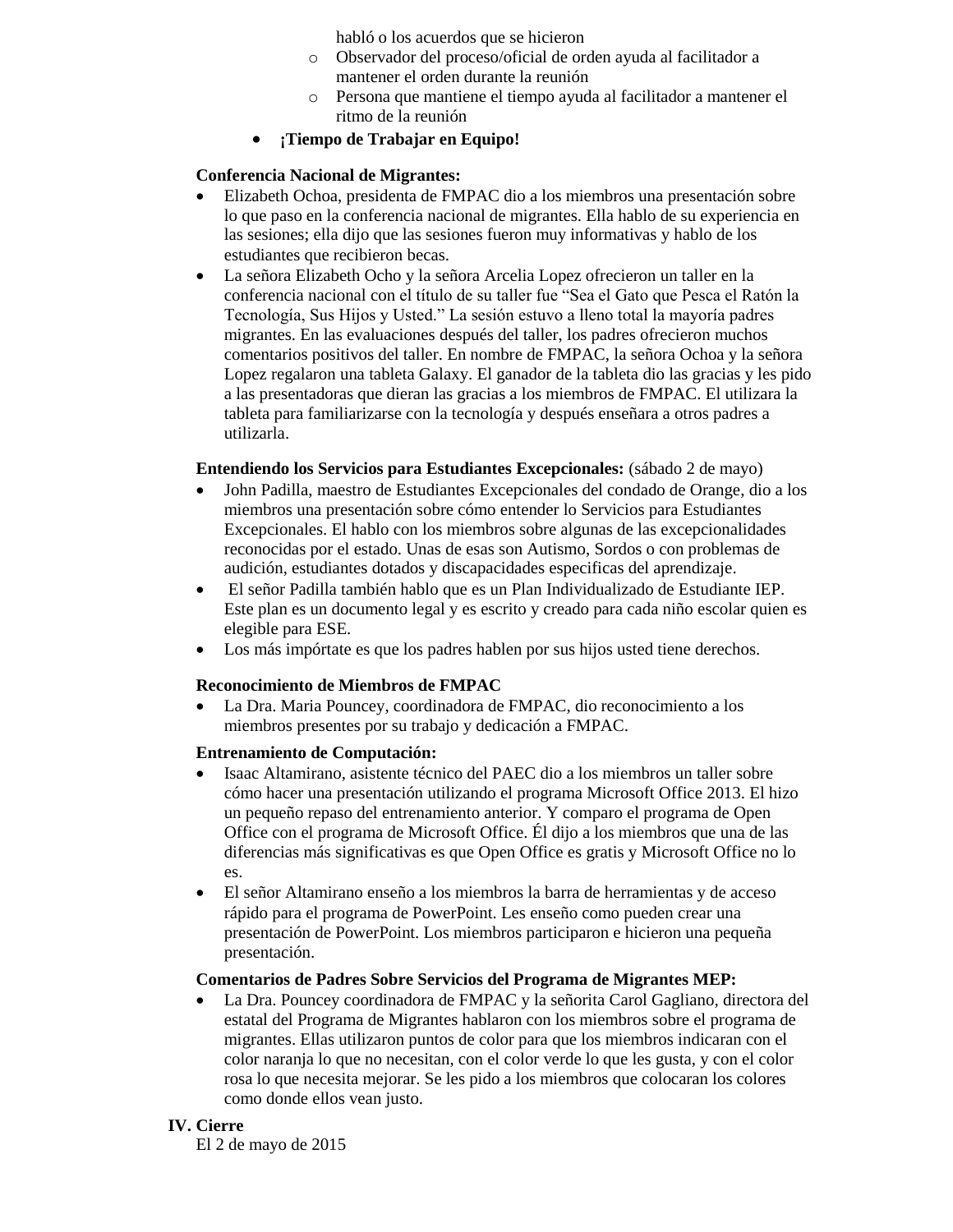habló o los acuerdos que se hicieron

  - Observador del proceso/oficial de orden ayuda al facilitador a mantener el orden durante la reunión
  - Persona que mantiene el tiempo ayuda al facilitador a mantener el ritmo de la reunión

- **¡Tiempo de Trabajar en Equipo!**

**Conferencia Nacional de Migrantes:**

- Elizabeth Ochoa, presidenta de FMPAC dio a los miembros una presentación sobre lo que paso en la conferencia nacional de migrantes. Ella hablo de su experiencia en las sesiones; ella dijo que las sesiones fueron muy informativas y hablo de los estudiantes que recibieron becas.
- La señora Elizabeth Ocho y la señora Arcelia Lopez ofrecieron un taller en la conferencia nacional con el título de su taller fue "Sea el Gato que Pesca el Ratón la Tecnología, Sus Hijos y Usted." La sesión estuvo a lleno total la mayoría padres migrantes. En las evaluaciones después del taller, los padres ofrecieron muchos comentarios positivos del taller. En nombre de FMPAC, la señora Ochoa y la señora Lopez regalaron una tableta Galaxy. El ganador de la tableta dio las gracias y les pido a las presentadoras que dieran las gracias a los miembros de FMPAC. El utilizara la tableta para familiarizarse con la tecnología y después enseñara a otros padres a utilizarla.

**Entendiendo los Servicios para Estudiantes Excepcionales:** (sábado 2 de mayo)

- John Padilla, maestro de Estudiantes Excepcionales del condado de Orange, dio a los miembros una presentación sobre cómo entender lo Servicios para Estudiantes Excepcionales. El hablo con los miembros sobre algunas de las excepcionalidades reconocidas por el estado. Unas de esas son Autismo, Sordos o con problemas de audición, estudiantes dotados y discapacidades especificas del aprendizaje.
- El señor Padilla también hablo que es un Plan Individualizado de Estudiante IEP. Este plan es un documento legal y es escrito y creado para cada niño escolar quien es elegible para ESE.
- Los más impórtate es que los padres hablen por sus hijos usted tiene derechos.

**Reconocimiento de Miembros de FMPAC**

- La Dra. Maria Pouncey, coordinadora de FMPAC, dio reconocimiento a los miembros presentes por su trabajo y dedicación a FMPAC.

**Entrenamiento de Computación:**

- Isaac Altamirano, asistente técnico del PAEC dio a los miembros un taller sobre cómo hacer una presentación utilizando el programa Microsoft Office 2013. El hizo un pequeño repaso del entrenamiento anterior. Y comparo el programa de Open Office con el programa de Microsoft Office. Él dijo a los miembros que una de las diferencias más significativas es que Open Office es gratis y Microsoft Office no lo es.
- El señor Altamirano enseño a los miembros la barra de herramientas y de acceso rápido para el programa de PowerPoint. Les enseño como pueden crear una presentación de PowerPoint. Los miembros participaron e hicieron una pequeña presentación.

**Comentarios de Padres Sobre Servicios del Programa de Migrantes MEP:**

- La Dra. Pouncey coordinadora de FMPAC y la señorita Carol Gagliano, directora del estatal del Programa de Migrantes hablaron con los miembros sobre el programa de migrantes. Ellas utilizaron puntos de color para que los miembros indicaran con el color naranja lo que no necesitan, con el color verde lo que les gusta, y con el color rosa lo que necesita mejorar. Se les pido a los miembros que colocaran los colores como donde ellos vean justo.

**IV. Cierre**

El 2 de mayo de 2015